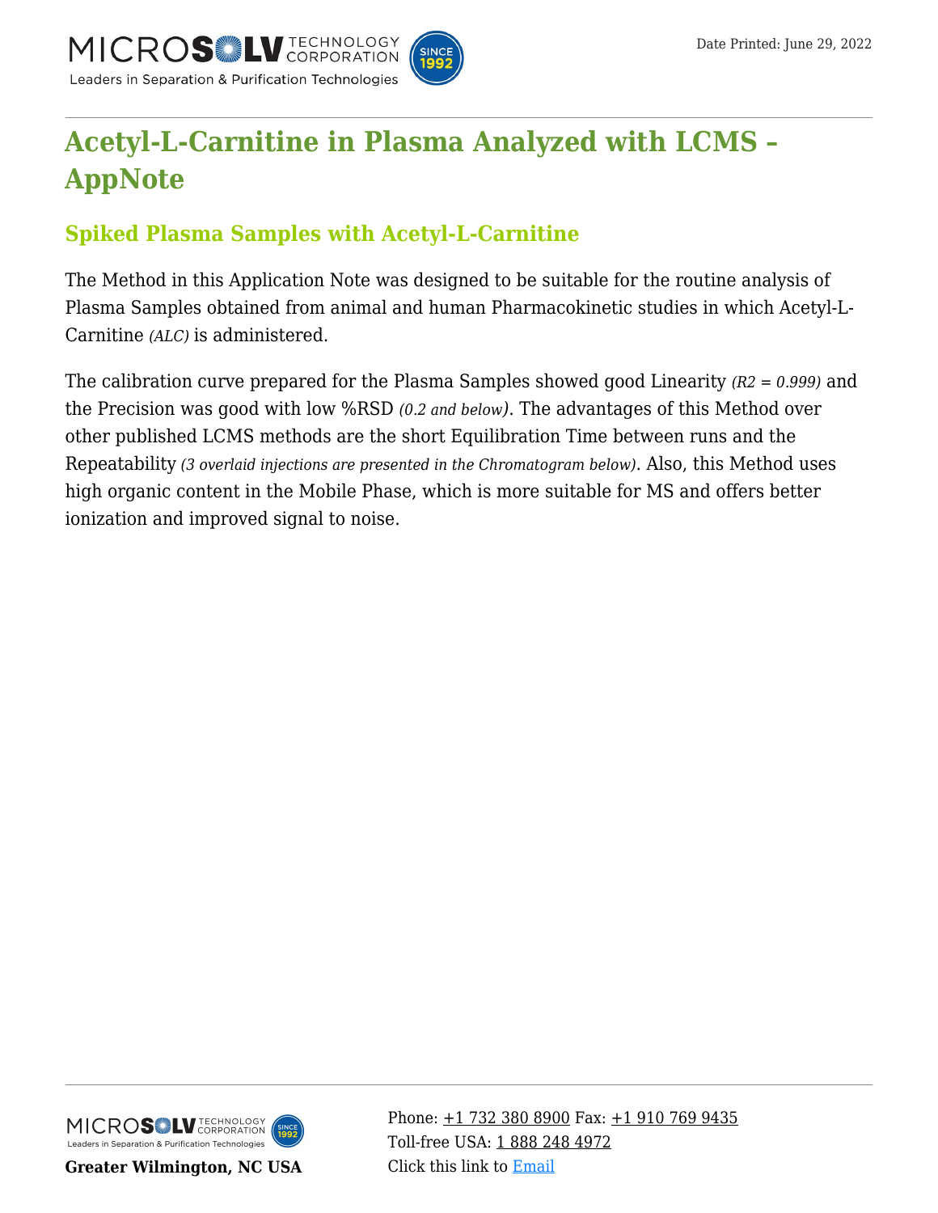# Acetyl-L-Carnitine in Plasma Analyzed with LCMS - AppNote

## Spiked Plasma Samples with Acetyl-L-Carnitine

The Method in this Application Note was designed to be suitable for the routine analysis of Plasma Samples obtained from animal and human Pharmacokinetic studies in which Acetyl-L-Carnitine *(ALC)* is administered.

The calibration curve prepared for the Plasma Samples showed good Linearity *(R2 = 0.999)* and the Precision was good with low %RSD *(0.2 and below)*. The advantages of this Method over other published LCMS methods are the short Equilibration Time between runs and the Repeatability *(3 overlaid injections are presented in the Chromatogram below)*. Also, this Method uses high organic content in the Mobile Phase, which is more suitable for MS and offers better ionization and improved signal to noise.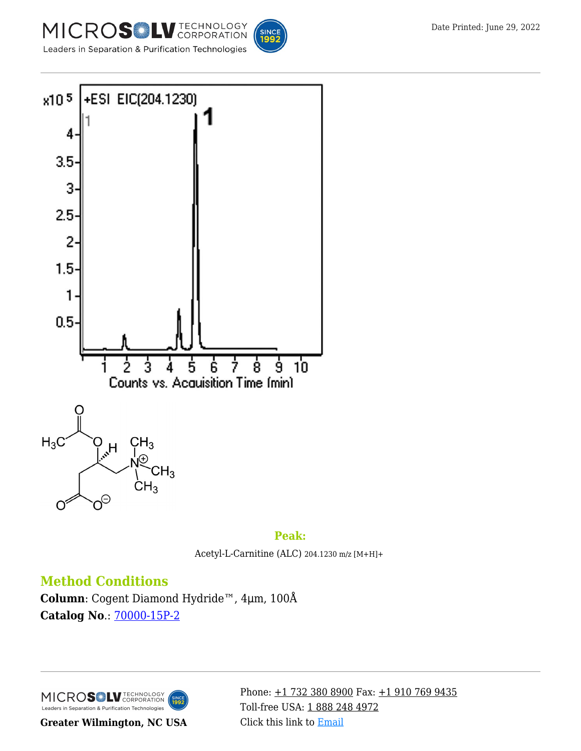**Peak:**

Acetyl-L-Carnitine (ALC) 204.1230 m/z [M+H]+

## Method Conditions

**Column**: Cogent Diamond Hydride™, 4µm, 100Å

**Catalog No**.: 70000-15P-2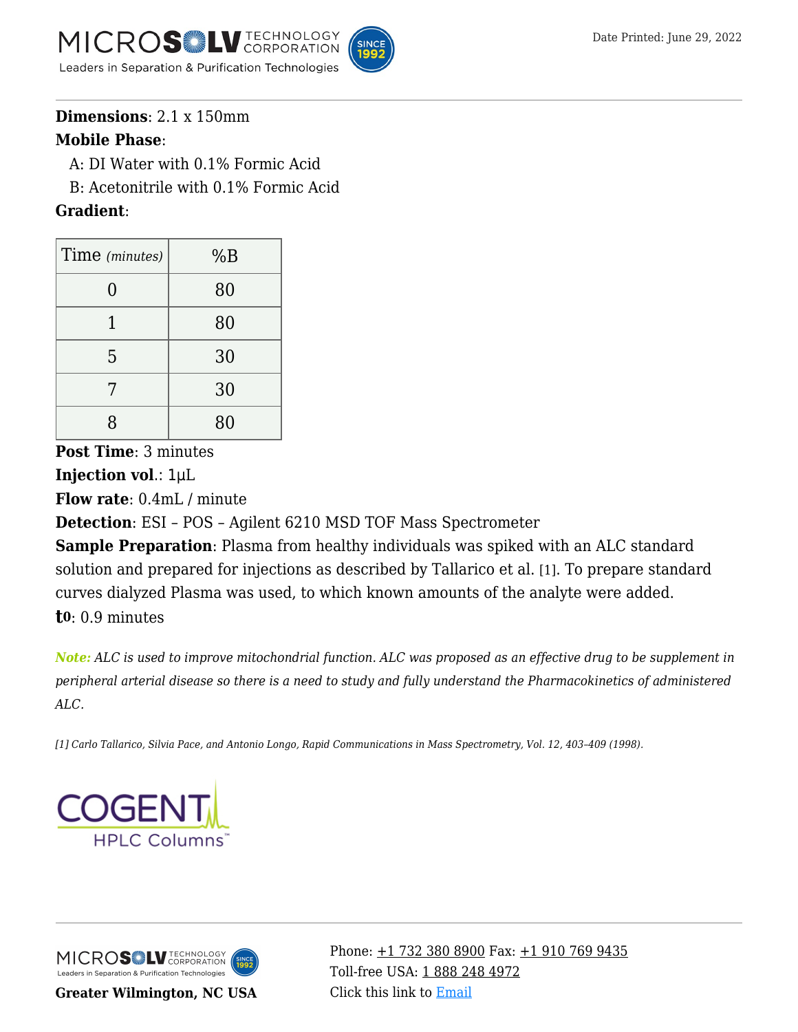**Dimensions**: 2.1 x 150mm

**Mobile Phase**:

A: DI Water with 0.1% Formic Acid

B: Acetonitrile with 0.1% Formic Acid

**Gradient**:

| Time *(minutes)* | %B |
|---|---|
| 0 | 80 |
| 1 | 80 |
| 5 | 30 |
| 7 | 30 |
| 8 | 80 |

**Post Time**: 3 minutes

**Injection vol.**: 1µL

**Flow rate**: 0.4mL / minute

**Detection**: ESI – POS – Agilent 6210 MSD TOF Mass Spectrometer

**Sample Preparation**: Plasma from healthy individuals was spiked with an ALC standard solution and prepared for injections as described by Tallarico et al. [1]. To prepare standard curves dialyzed Plasma was used, to which known amounts of the analyte were added.

**$t_0$**: 0.9 minutes

***Note:*** *ALC is used to improve mitochondrial function. ALC was proposed as an effective drug to be supplement in peripheral arterial disease so there is a need to study and fully understand the Pharmacokinetics of administered ALC.*

*[1] Carlo Tallarico, Silvia Pace, and Antonio Longo, Rapid Communications in Mass Spectrometry, Vol. 12, 403–409 (1998).*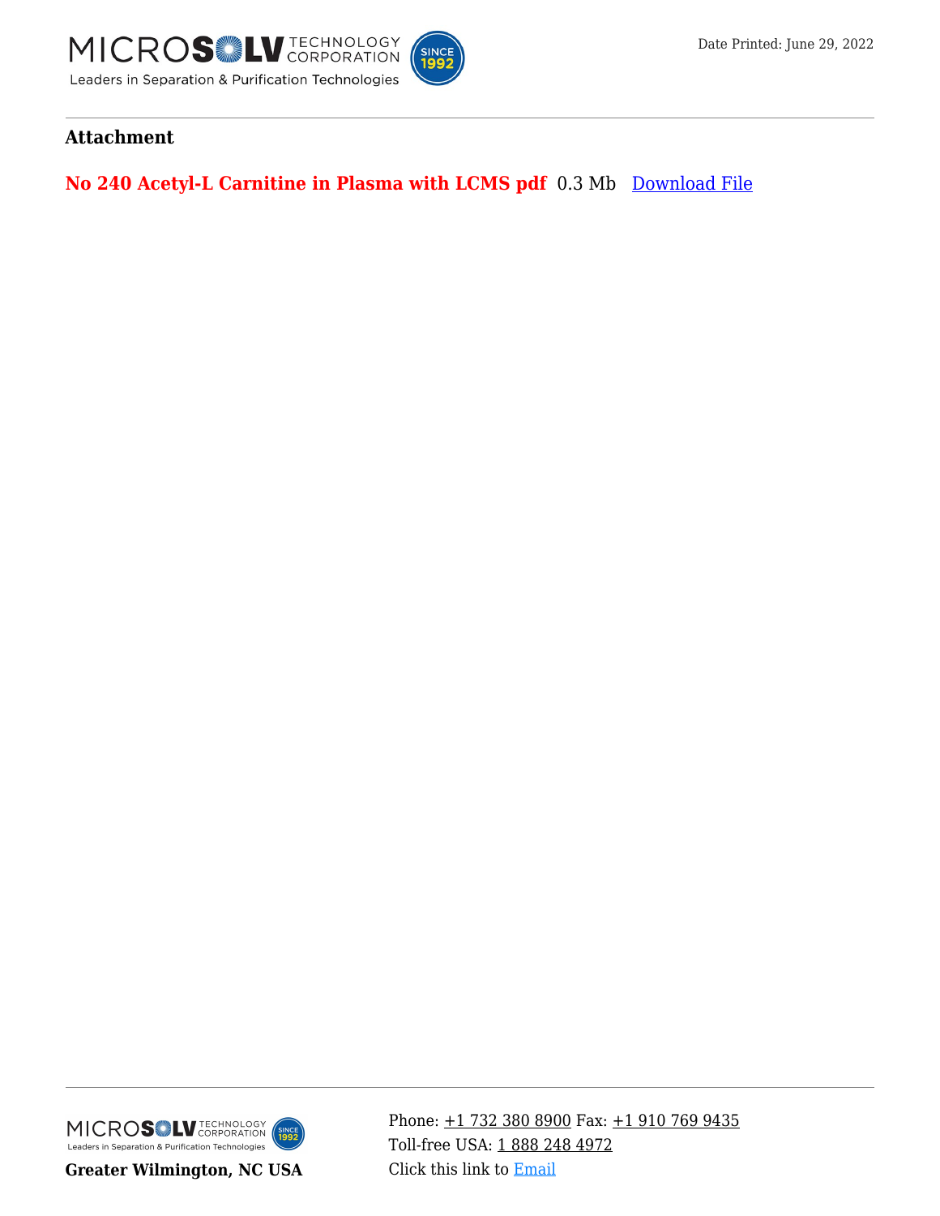### Attachment

**No 240 Acetyl-L Carnitine in Plasma with LCMS pdf** 0.3 Mb [Download File]